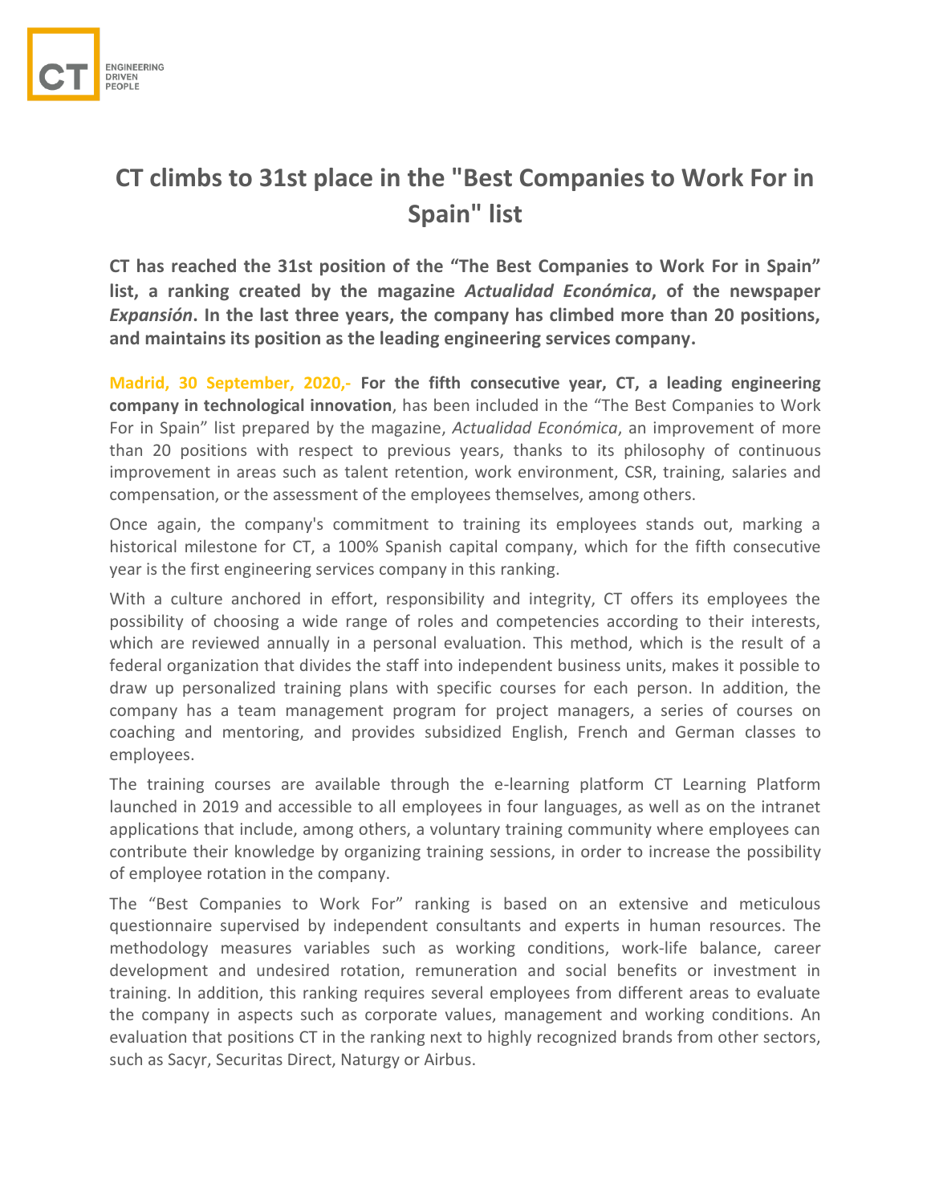# CT climbs to 31st place in the "Best Companies to Work For in Spain" list

**CT has reached the 31st position of the "The Best Companies to Work For in Spain" list, a ranking created by the magazine *Actualidad Económica*, of the newspaper *Expansión*. In the last three years, the company has climbed more than 20 positions, and maintains its position as the leading engineering services company.**

**Madrid, 30 September, 2020,- For the fifth consecutive year, CT, a leading engineering company in technological innovation**, has been included in the "The Best Companies to Work For in Spain" list prepared by the magazine, *Actualidad Económica*, an improvement of more than 20 positions with respect to previous years, thanks to its philosophy of continuous improvement in areas such as talent retention, work environment, CSR, training, salaries and compensation, or the assessment of the employees themselves, among others.

Once again, the company's commitment to training its employees stands out, marking a historical milestone for CT, a 100% Spanish capital company, which for the fifth consecutive year is the first engineering services company in this ranking.

With a culture anchored in effort, responsibility and integrity, CT offers its employees the possibility of choosing a wide range of roles and competencies according to their interests, which are reviewed annually in a personal evaluation. This method, which is the result of a federal organization that divides the staff into independent business units, makes it possible to draw up personalized training plans with specific courses for each person. In addition, the company has a team management program for project managers, a series of courses on coaching and mentoring, and provides subsidized English, French and German classes to employees.

The training courses are available through the e-learning platform CT Learning Platform launched in 2019 and accessible to all employees in four languages, as well as on the intranet applications that include, among others, a voluntary training community where employees can contribute their knowledge by organizing training sessions, in order to increase the possibility of employee rotation in the company.

The "Best Companies to Work For" ranking is based on an extensive and meticulous questionnaire supervised by independent consultants and experts in human resources. The methodology measures variables such as working conditions, work-life balance, career development and undesired rotation, remuneration and social benefits or investment in training. In addition, this ranking requires several employees from different areas to evaluate the company in aspects such as corporate values, management and working conditions. An evaluation that positions CT in the ranking next to highly recognized brands from other sectors, such as Sacyr, Securitas Direct, Naturgy or Airbus.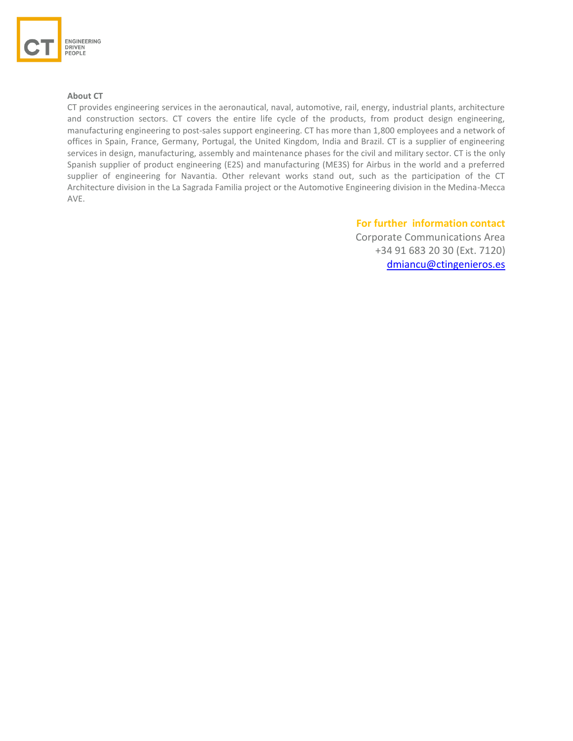**About CT**

CT provides engineering services in the aeronautical, naval, automotive, rail, energy, industrial plants, architecture and construction sectors. CT covers the entire life cycle of the products, from product design engineering, manufacturing engineering to post-sales support engineering. CT has more than 1,800 employees and a network of offices in Spain, France, Germany, Portugal, the United Kingdom, India and Brazil. CT is a supplier of engineering services in design, manufacturing, assembly and maintenance phases for the civil and military sector. CT is the only Spanish supplier of product engineering (E2S) and manufacturing (ME3S) for Airbus in the world and a preferred supplier of engineering for Navantia. Other relevant works stand out, such as the participation of the CT Architecture division in the La Sagrada Familia project or the Automotive Engineering division in the Medina-Mecca AVE.

**For further information contact**

Corporate Communications Area
+34 91 683 20 30 (Ext. 7120)
dmiancu@ctingenieros.es